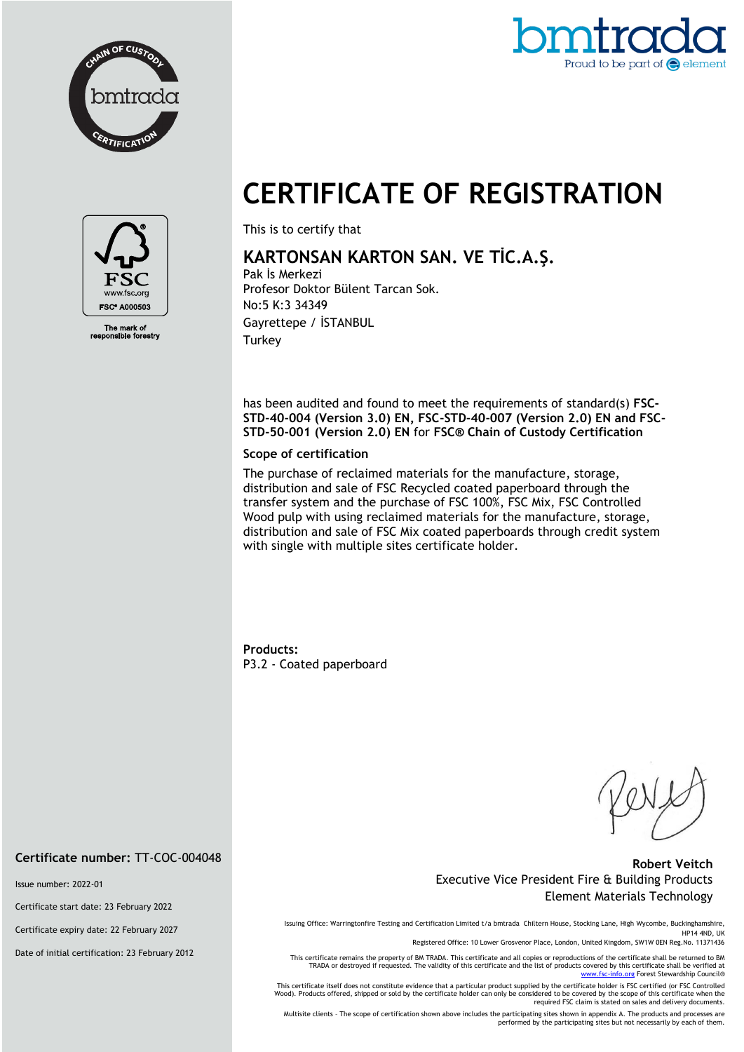CHAIN OF CUSTODY bmtrada CERTIFICATION

FSC www.fsc.org FSC® A000503

The mark of responsible forestry

bmtrada Proud to be part of element

# CERTIFICATE OF REGISTRATION

This is to certify that

## KARTONSAN KARTON SAN. VE TİC.A.Ş.

Pak İs Merkezi
Profesor Doktor Bülent Tarcan Sok.
No:5 K:3 34349
Gayrettepe / İSTANBUL
Turkey

has been audited and found to meet the requirements of standard(s) **FSC-STD-40-004 (Version 3.0) EN, FSC-STD-40-007 (Version 2.0) EN and FSC-STD-50-001 (Version 2.0) EN** for **FSC® Chain of Custody Certification**

**Scope of certification**

The purchase of reclaimed materials for the manufacture, storage, distribution and sale of FSC Recycled coated paperboard through the transfer system and the purchase of FSC 100%, FSC Mix, FSC Controlled Wood pulp with using reclaimed materials for the manufacture, storage, distribution and sale of FSC Mix coated paperboards through credit system with single with multiple sites certificate holder.

**Products:**
P3.2 - Coated paperboard

**Certificate number:** TT-COC-004048

Issue number: 2022-01

Certificate start date: 23 February 2022

Certificate expiry date: 22 February 2027

Date of initial certification: 23 February 2012

**Robert Veitch**
Executive Vice President Fire & Building Products
Element Materials Technology

Issuing Office: Warringtonfire Testing and Certification Limited t/a bmtrada Chiltern House, Stocking Lane, High Wycombe, Buckinghamshire, HP14 4ND, UK
Registered Office: 10 Lower Grosvenor Place, London, United Kingdom, SW1W 0EN Reg.No. 11371436

This certificate remains the property of BM TRADA. This certificate and all copies or reproductions of the certificate shall be returned to BM TRADA or destroyed if requested. The validity of this certificate and the list of products covered by this certificate shall be verified at www.fsc-info.org Forest Stewardship Council®

This certificate itself does not constitute evidence that a particular product supplied by the certificate holder is FSC certified (or FSC Controlled Wood). Products offered, shipped or sold by the certificate holder can only be considered to be covered by the scope of this certificate when the required FSC claim is stated on sales and delivery documents.

Multisite clients – The scope of certification shown above includes the participating sites shown in appendix A. The products and processes are performed by the participating sites but not necessarily by each of them.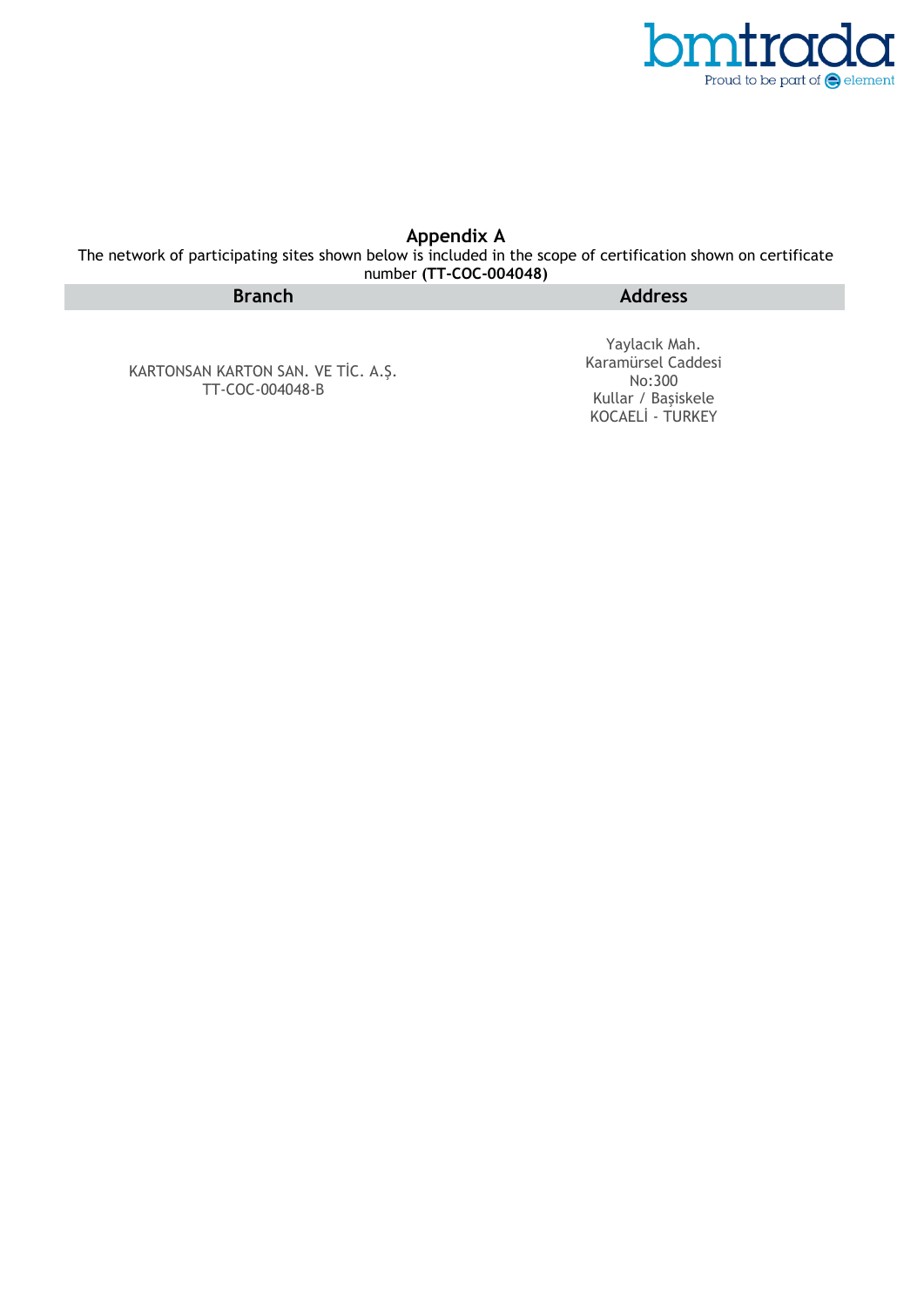## Appendix A

The network of participating sites shown below is included in the scope of certification shown on certificate number **(TT-COC-004048)**

| Branch | Address |
|---|---|
| KARTONSAN KARTON SAN. VE TİC. A.Ş.<br>TT-COC-004048-B | Yaylacık Mah.<br>Karamürsel Caddesi<br>No:300<br>Kullar / Başiskele<br>KOCAELİ - TURKEY |